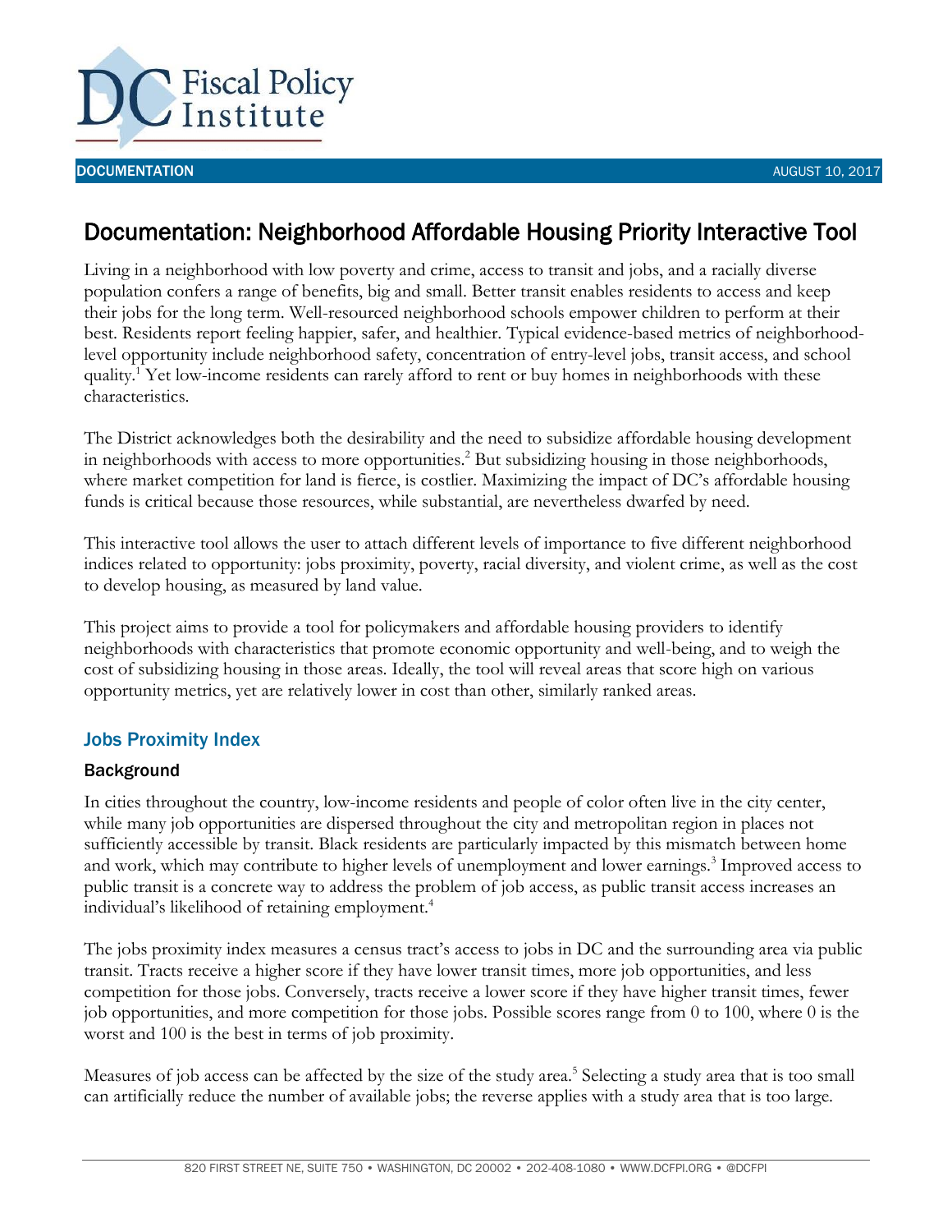DOCUMENTATION

AUGUST 10, 2017

# Documentation: Neighborhood Affordable Housing Priority Interactive Tool

Living in a neighborhood with low poverty and crime, access to transit and jobs, and a racially diverse population confers a range of benefits, big and small. Better transit enables residents to access and keep their jobs for the long term. Well-resourced neighborhood schools empower children to perform at their best. Residents report feeling happier, safer, and healthier. Typical evidence-based metrics of neighborhood-level opportunity include neighborhood safety, concentration of entry-level jobs, transit access, and school quality.[1] Yet low-income residents can rarely afford to rent or buy homes in neighborhoods with these characteristics.

The District acknowledges both the desirability and the need to subsidize affordable housing development in neighborhoods with access to more opportunities.[2] But subsidizing housing in those neighborhoods, where market competition for land is fierce, is costlier. Maximizing the impact of DC's affordable housing funds is critical because those resources, while substantial, are nevertheless dwarfed by need.

This interactive tool allows the user to attach different levels of importance to five different neighborhood indices related to opportunity: jobs proximity, poverty, racial diversity, and violent crime, as well as the cost to develop housing, as measured by land value.

This project aims to provide a tool for policymakers and affordable housing providers to identify neighborhoods with characteristics that promote economic opportunity and well-being, and to weigh the cost of subsidizing housing in those areas. Ideally, the tool will reveal areas that score high on various opportunity metrics, yet are relatively lower in cost than other, similarly ranked areas.

## Jobs Proximity Index

### Background

In cities throughout the country, low-income residents and people of color often live in the city center, while many job opportunities are dispersed throughout the city and metropolitan region in places not sufficiently accessible by transit. Black residents are particularly impacted by this mismatch between home and work, which may contribute to higher levels of unemployment and lower earnings.[3] Improved access to public transit is a concrete way to address the problem of job access, as public transit access increases an individual's likelihood of retaining employment.[4]

The jobs proximity index measures a census tract's access to jobs in DC and the surrounding area via public transit. Tracts receive a higher score if they have lower transit times, more job opportunities, and less competition for those jobs. Conversely, tracts receive a lower score if they have higher transit times, fewer job opportunities, and more competition for those jobs. Possible scores range from 0 to 100, where 0 is the worst and 100 is the best in terms of job proximity.

Measures of job access can be affected by the size of the study area.[5] Selecting a study area that is too small can artificially reduce the number of available jobs; the reverse applies with a study area that is too large.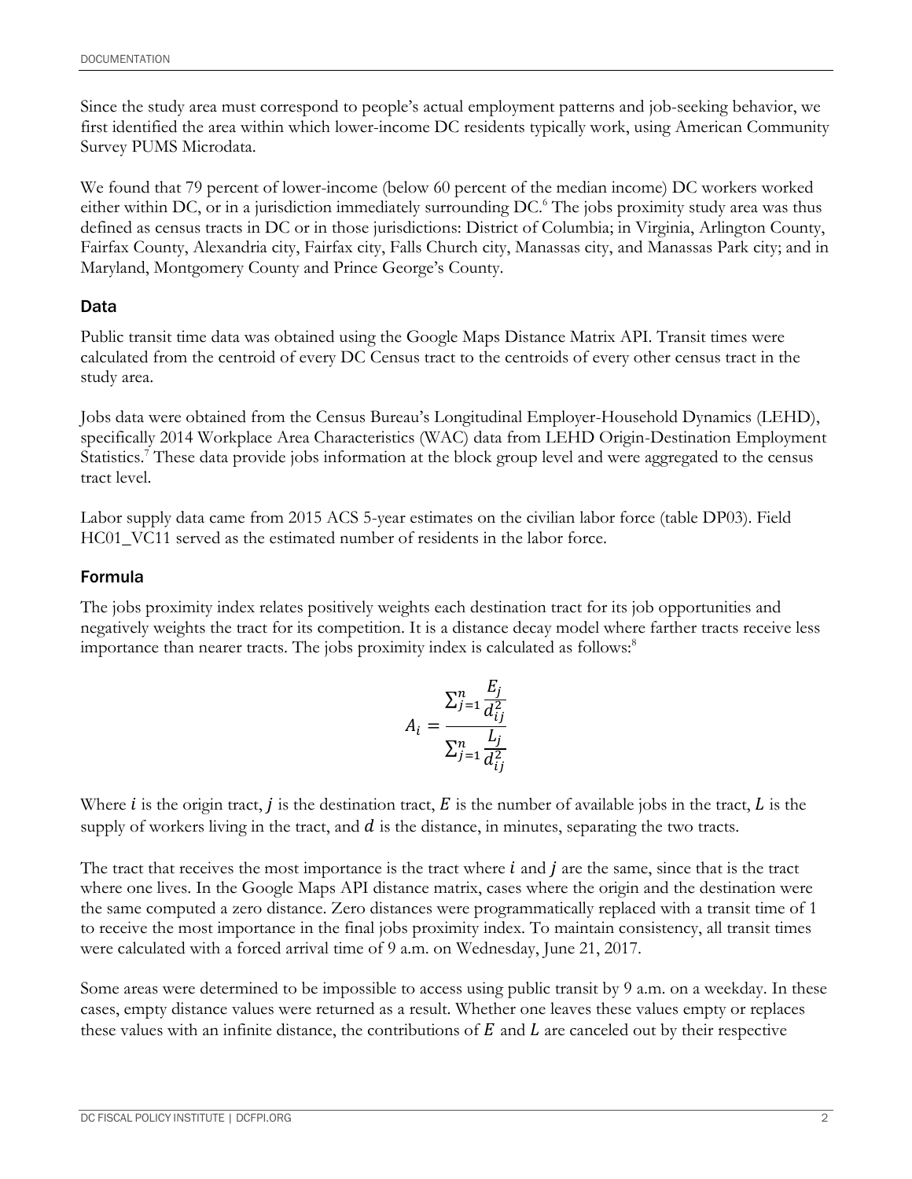Since the study area must correspond to people's actual employment patterns and job-seeking behavior, we first identified the area within which lower-income DC residents typically work, using American Community Survey PUMS Microdata.

We found that 79 percent of lower-income (below 60 percent of the median income) DC workers worked either within DC, or in a jurisdiction immediately surrounding DC.[6] The jobs proximity study area was thus defined as census tracts in DC or in those jurisdictions: District of Columbia; in Virginia, Arlington County, Fairfax County, Alexandria city, Fairfax city, Falls Church city, Manassas city, and Manassas Park city; and in Maryland, Montgomery County and Prince George's County.

### Data

Public transit time data was obtained using the Google Maps Distance Matrix API. Transit times were calculated from the centroid of every DC Census tract to the centroids of every other census tract in the study area.

Jobs data were obtained from the Census Bureau's Longitudinal Employer-Household Dynamics (LEHD), specifically 2014 Workplace Area Characteristics (WAC) data from LEHD Origin-Destination Employment Statistics.[7] These data provide jobs information at the block group level and were aggregated to the census tract level.

Labor supply data came from 2015 ACS 5-year estimates on the civilian labor force (table DP03). Field HC01_VC11 served as the estimated number of residents in the labor force.

### Formula

The jobs proximity index relates positively weights each destination tract for its job opportunities and negatively weights the tract for its competition. It is a distance decay model where farther tracts receive less importance than nearer tracts. The jobs proximity index is calculated as follows:[8]

$$A_i = \frac{\sum_{j=1}^{n} \frac{E_j}{d_{ij}^2}}{\sum_{j=1}^{n} \frac{L_j}{d_{ij}^2}}$$

Where $i$ is the origin tract, $j$ is the destination tract, $E$ is the number of available jobs in the tract, $L$ is the supply of workers living in the tract, and $d$ is the distance, in minutes, separating the two tracts.

The tract that receives the most importance is the tract where $i$ and $j$ are the same, since that is the tract where one lives. In the Google Maps API distance matrix, cases where the origin and the destination were the same computed a zero distance. Zero distances were programmatically replaced with a transit time of 1 to receive the most importance in the final jobs proximity index. To maintain consistency, all transit times were calculated with a forced arrival time of 9 a.m. on Wednesday, June 21, 2017.

Some areas were determined to be impossible to access using public transit by 9 a.m. on a weekday. In these cases, empty distance values were returned as a result. Whether one leaves these values empty or replaces these values with an infinite distance, the contributions of $E$ and $L$ are canceled out by their respective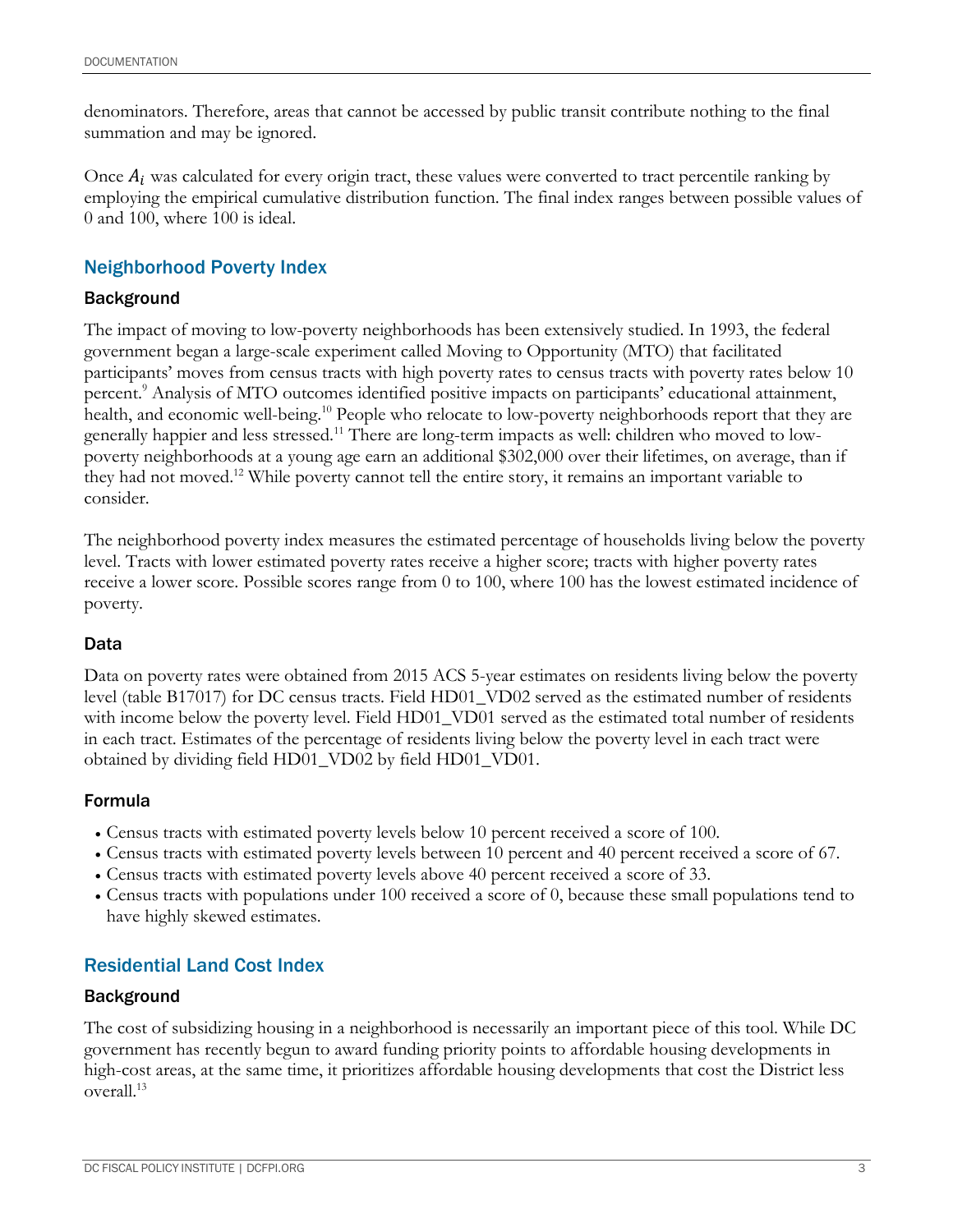denominators. Therefore, areas that cannot be accessed by public transit contribute nothing to the final summation and may be ignored.

Once $A_i$ was calculated for every origin tract, these values were converted to tract percentile ranking by employing the empirical cumulative distribution function. The final index ranges between possible values of 0 and 100, where 100 is ideal.

## Neighborhood Poverty Index

### Background

The impact of moving to low-poverty neighborhoods has been extensively studied. In 1993, the federal government began a large-scale experiment called Moving to Opportunity (MTO) that facilitated participants' moves from census tracts with high poverty rates to census tracts with poverty rates below 10 percent.[9] Analysis of MTO outcomes identified positive impacts on participants' educational attainment, health, and economic well-being.[10] People who relocate to low-poverty neighborhoods report that they are generally happier and less stressed.[11] There are long-term impacts as well: children who moved to low-poverty neighborhoods at a young age earn an additional $302,000 over their lifetimes, on average, than if they had not moved.[12] While poverty cannot tell the entire story, it remains an important variable to consider.

The neighborhood poverty index measures the estimated percentage of households living below the poverty level. Tracts with lower estimated poverty rates receive a higher score; tracts with higher poverty rates receive a lower score. Possible scores range from 0 to 100, where 100 has the lowest estimated incidence of poverty.

### Data

Data on poverty rates were obtained from 2015 ACS 5-year estimates on residents living below the poverty level (table B17017) for DC census tracts. Field HD01_VD02 served as the estimated number of residents with income below the poverty level. Field HD01_VD01 served as the estimated total number of residents in each tract. Estimates of the percentage of residents living below the poverty level in each tract were obtained by dividing field HD01_VD02 by field HD01_VD01.

### Formula

- Census tracts with estimated poverty levels below 10 percent received a score of 100.
- Census tracts with estimated poverty levels between 10 percent and 40 percent received a score of 67.
- Census tracts with estimated poverty levels above 40 percent received a score of 33.
- Census tracts with populations under 100 received a score of 0, because these small populations tend to have highly skewed estimates.

## Residential Land Cost Index

### Background

The cost of subsidizing housing in a neighborhood is necessarily an important piece of this tool. While DC government has recently begun to award funding priority points to affordable housing developments in high-cost areas, at the same time, it prioritizes affordable housing developments that cost the District less overall.[13]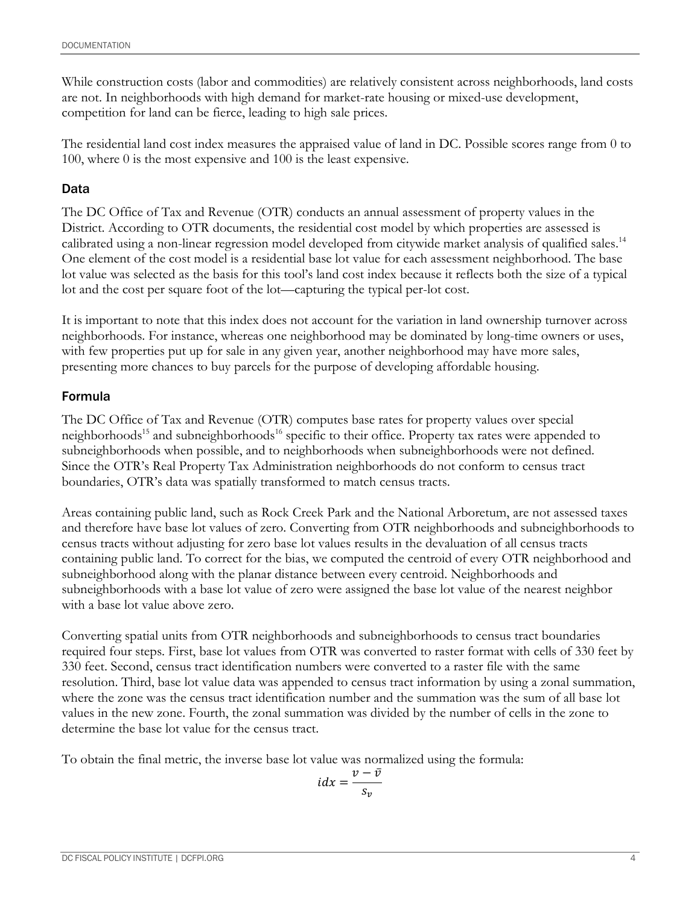While construction costs (labor and commodities) are relatively consistent across neighborhoods, land costs are not. In neighborhoods with high demand for market-rate housing or mixed-use development, competition for land can be fierce, leading to high sale prices.

The residential land cost index measures the appraised value of land in DC. Possible scores range from 0 to 100, where 0 is the most expensive and 100 is the least expensive.

### Data

The DC Office of Tax and Revenue (OTR) conducts an annual assessment of property values in the District. According to OTR documents, the residential cost model by which properties are assessed is calibrated using a non-linear regression model developed from citywide market analysis of qualified sales.[14] One element of the cost model is a residential base lot value for each assessment neighborhood. The base lot value was selected as the basis for this tool's land cost index because it reflects both the size of a typical lot and the cost per square foot of the lot—capturing the typical per-lot cost.

It is important to note that this index does not account for the variation in land ownership turnover across neighborhoods. For instance, whereas one neighborhood may be dominated by long-time owners or uses, with few properties put up for sale in any given year, another neighborhood may have more sales, presenting more chances to buy parcels for the purpose of developing affordable housing.

### Formula

The DC Office of Tax and Revenue (OTR) computes base rates for property values over special neighborhoods[15] and subneighborhoods[16] specific to their office. Property tax rates were appended to subneighborhoods when possible, and to neighborhoods when subneighborhoods were not defined. Since the OTR's Real Property Tax Administration neighborhoods do not conform to census tract boundaries, OTR's data was spatially transformed to match census tracts.

Areas containing public land, such as Rock Creek Park and the National Arboretum, are not assessed taxes and therefore have base lot values of zero. Converting from OTR neighborhoods and subneighborhoods to census tracts without adjusting for zero base lot values results in the devaluation of all census tracts containing public land. To correct for the bias, we computed the centroid of every OTR neighborhood and subneighborhood along with the planar distance between every centroid. Neighborhoods and subneighborhoods with a base lot value of zero were assigned the base lot value of the nearest neighbor with a base lot value above zero.

Converting spatial units from OTR neighborhoods and subneighborhoods to census tract boundaries required four steps. First, base lot values from OTR was converted to raster format with cells of 330 feet by 330 feet. Second, census tract identification numbers were converted to a raster file with the same resolution. Third, base lot value data was appended to census tract information by using a zonal summation, where the zone was the census tract identification number and the summation was the sum of all base lot values in the new zone. Fourth, the zonal summation was divided by the number of cells in the zone to determine the base lot value for the census tract.

To obtain the final metric, the inverse base lot value was normalized using the formula:

$$idx = \frac{v - \bar{v}}{s_v}$$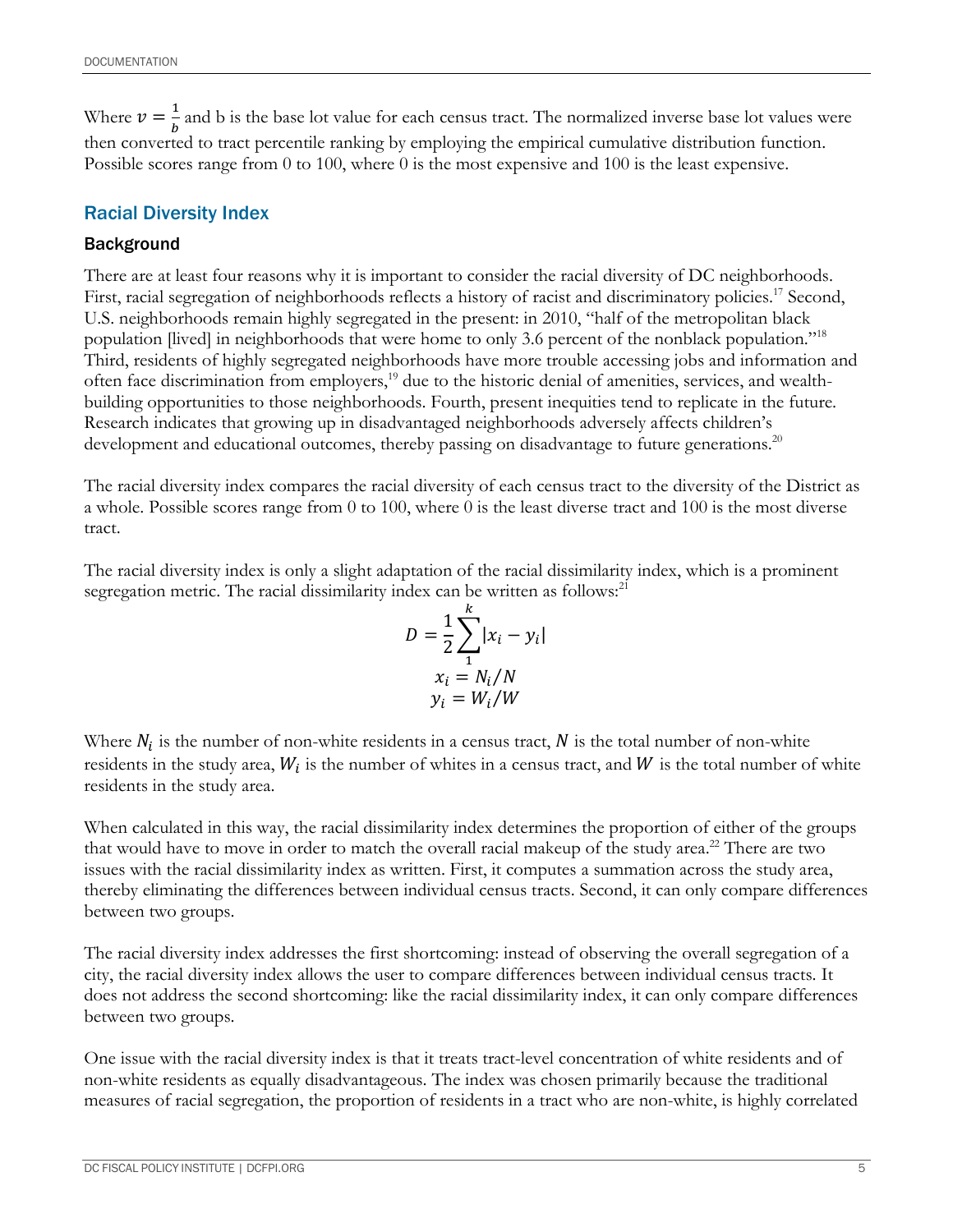Where $v = \frac{1}{b}$ and b is the base lot value for each census tract. The normalized inverse base lot values were then converted to tract percentile ranking by employing the empirical cumulative distribution function. Possible scores range from 0 to 100, where 0 is the most expensive and 100 is the least expensive.

## Racial Diversity Index

### Background

There are at least four reasons why it is important to consider the racial diversity of DC neighborhoods. First, racial segregation of neighborhoods reflects a history of racist and discriminatory policies.[17] Second, U.S. neighborhoods remain highly segregated in the present: in 2010, "half of the metropolitan black population [lived] in neighborhoods that were home to only 3.6 percent of the nonblack population."[18] Third, residents of highly segregated neighborhoods have more trouble accessing jobs and information and often face discrimination from employers,[19] due to the historic denial of amenities, services, and wealth-building opportunities to those neighborhoods. Fourth, present inequities tend to replicate in the future. Research indicates that growing up in disadvantaged neighborhoods adversely affects children's development and educational outcomes, thereby passing on disadvantage to future generations.[20]

The racial diversity index compares the racial diversity of each census tract to the diversity of the District as a whole. Possible scores range from 0 to 100, where 0 is the least diverse tract and 100 is the most diverse tract.

The racial diversity index is only a slight adaptation of the racial dissimilarity index, which is a prominent segregation metric. The racial dissimilarity index can be written as follows:[21]

$$D = \frac{1}{2}\sum_{1}^{k}|x_i - y_i|$$

$$x_i = N_i/N$$

$$y_i = W_i/W$$

Where $N_i$ is the number of non-white residents in a census tract, $N$ is the total number of non-white residents in the study area, $W_i$ is the number of whites in a census tract, and $W$ is the total number of white residents in the study area.

When calculated in this way, the racial dissimilarity index determines the proportion of either of the groups that would have to move in order to match the overall racial makeup of the study area.[22] There are two issues with the racial dissimilarity index as written. First, it computes a summation across the study area, thereby eliminating the differences between individual census tracts. Second, it can only compare differences between two groups.

The racial diversity index addresses the first shortcoming: instead of observing the overall segregation of a city, the racial diversity index allows the user to compare differences between individual census tracts. It does not address the second shortcoming: like the racial dissimilarity index, it can only compare differences between two groups.

One issue with the racial diversity index is that it treats tract-level concentration of white residents and of non-white residents as equally disadvantageous. The index was chosen primarily because the traditional measures of racial segregation, the proportion of residents in a tract who are non-white, is highly correlated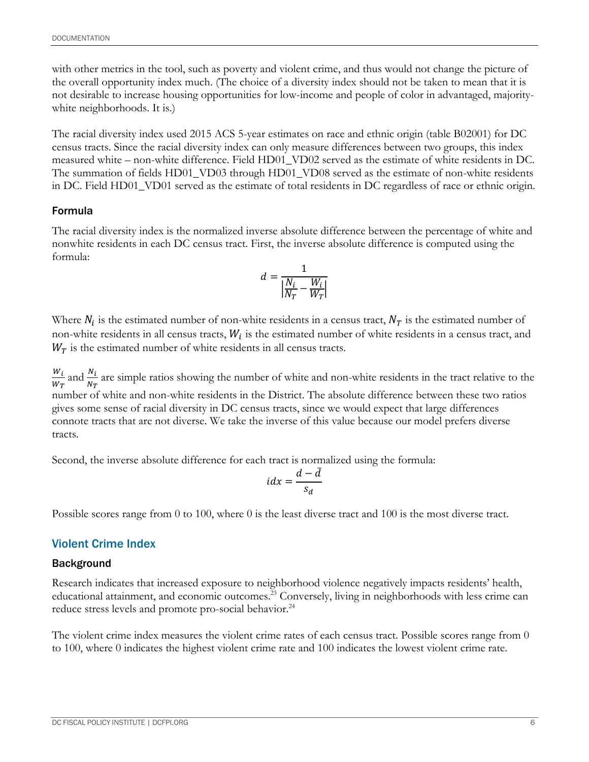with other metrics in the tool, such as poverty and violent crime, and thus would not change the picture of the overall opportunity index much. (The choice of a diversity index should not be taken to mean that it is not desirable to increase housing opportunities for low-income and people of color in advantaged, majority-white neighborhoods. It is.)

The racial diversity index used 2015 ACS 5-year estimates on race and ethnic origin (table B02001) for DC census tracts. Since the racial diversity index can only measure differences between two groups, this index measured white – non-white difference. Field HD01_VD02 served as the estimate of white residents in DC. The summation of fields HD01_VD03 through HD01_VD08 served as the estimate of non-white residents in DC. Field HD01_VD01 served as the estimate of total residents in DC regardless of race or ethnic origin.

### Formula

The racial diversity index is the normalized inverse absolute difference between the percentage of white and nonwhite residents in each DC census tract. First, the inverse absolute difference is computed using the formula:

$$d = \frac{1}{\left|\frac{N_i}{N_T} - \frac{W_i}{W_T}\right|}$$

Where $N_i$ is the estimated number of non-white residents in a census tract, $N_T$ is the estimated number of non-white residents in all census tracts, $W_i$ is the estimated number of white residents in a census tract, and $W_T$ is the estimated number of white residents in all census tracts.

$\frac{W_i}{W_T}$ and $\frac{N_i}{N_T}$ are simple ratios showing the number of white and non-white residents in the tract relative to the number of white and non-white residents in the District. The absolute difference between these two ratios gives some sense of racial diversity in DC census tracts, since we would expect that large differences connote tracts that are not diverse. We take the inverse of this value because our model prefers diverse tracts.

Second, the inverse absolute difference for each tract is normalized using the formula:

$$idx = \frac{d - \bar{d}}{s_d}$$

Possible scores range from 0 to 100, where 0 is the least diverse tract and 100 is the most diverse tract.

## Violent Crime Index

### Background

Research indicates that increased exposure to neighborhood violence negatively impacts residents' health, educational attainment, and economic outcomes.[23] Conversely, living in neighborhoods with less crime can reduce stress levels and promote pro-social behavior.[24]

The violent crime index measures the violent crime rates of each census tract. Possible scores range from 0 to 100, where 0 indicates the highest violent crime rate and 100 indicates the lowest violent crime rate.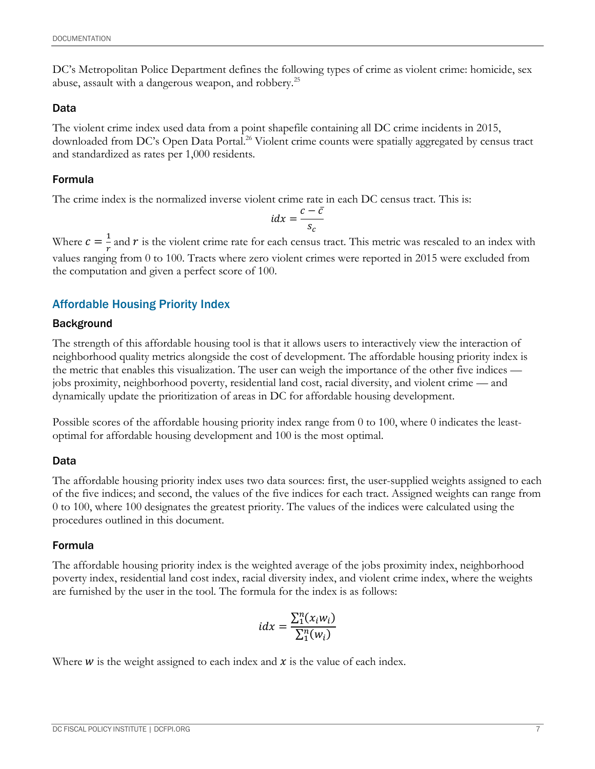DC's Metropolitan Police Department defines the following types of crime as violent crime: homicide, sex abuse, assault with a dangerous weapon, and robbery.[25]

### Data

The violent crime index used data from a point shapefile containing all DC crime incidents in 2015, downloaded from DC's Open Data Portal.[26] Violent crime counts were spatially aggregated by census tract and standardized as rates per 1,000 residents.

### Formula

The crime index is the normalized inverse violent crime rate in each DC census tract. This is:

$$idx = \frac{c - \bar{c}}{s_c}$$

Where $c = \frac{1}{r}$ and $r$ is the violent crime rate for each census tract. This metric was rescaled to an index with values ranging from 0 to 100. Tracts where zero violent crimes were reported in 2015 were excluded from the computation and given a perfect score of 100.

## Affordable Housing Priority Index

### Background

The strength of this affordable housing tool is that it allows users to interactively view the interaction of neighborhood quality metrics alongside the cost of development. The affordable housing priority index is the metric that enables this visualization. The user can weigh the importance of the other five indices — jobs proximity, neighborhood poverty, residential land cost, racial diversity, and violent crime — and dynamically update the prioritization of areas in DC for affordable housing development.

Possible scores of the affordable housing priority index range from 0 to 100, where 0 indicates the least-optimal for affordable housing development and 100 is the most optimal.

### Data

The affordable housing priority index uses two data sources: first, the user-supplied weights assigned to each of the five indices; and second, the values of the five indices for each tract. Assigned weights can range from 0 to 100, where 100 designates the greatest priority. The values of the indices were calculated using the procedures outlined in this document.

### Formula

The affordable housing priority index is the weighted average of the jobs proximity index, neighborhood poverty index, residential land cost index, racial diversity index, and violent crime index, where the weights are furnished by the user in the tool. The formula for the index is as follows:

$$idx = \frac{\sum_1^n (x_i w_i)}{\sum_1^n (w_i)}$$

Where $w$ is the weight assigned to each index and $x$ is the value of each index.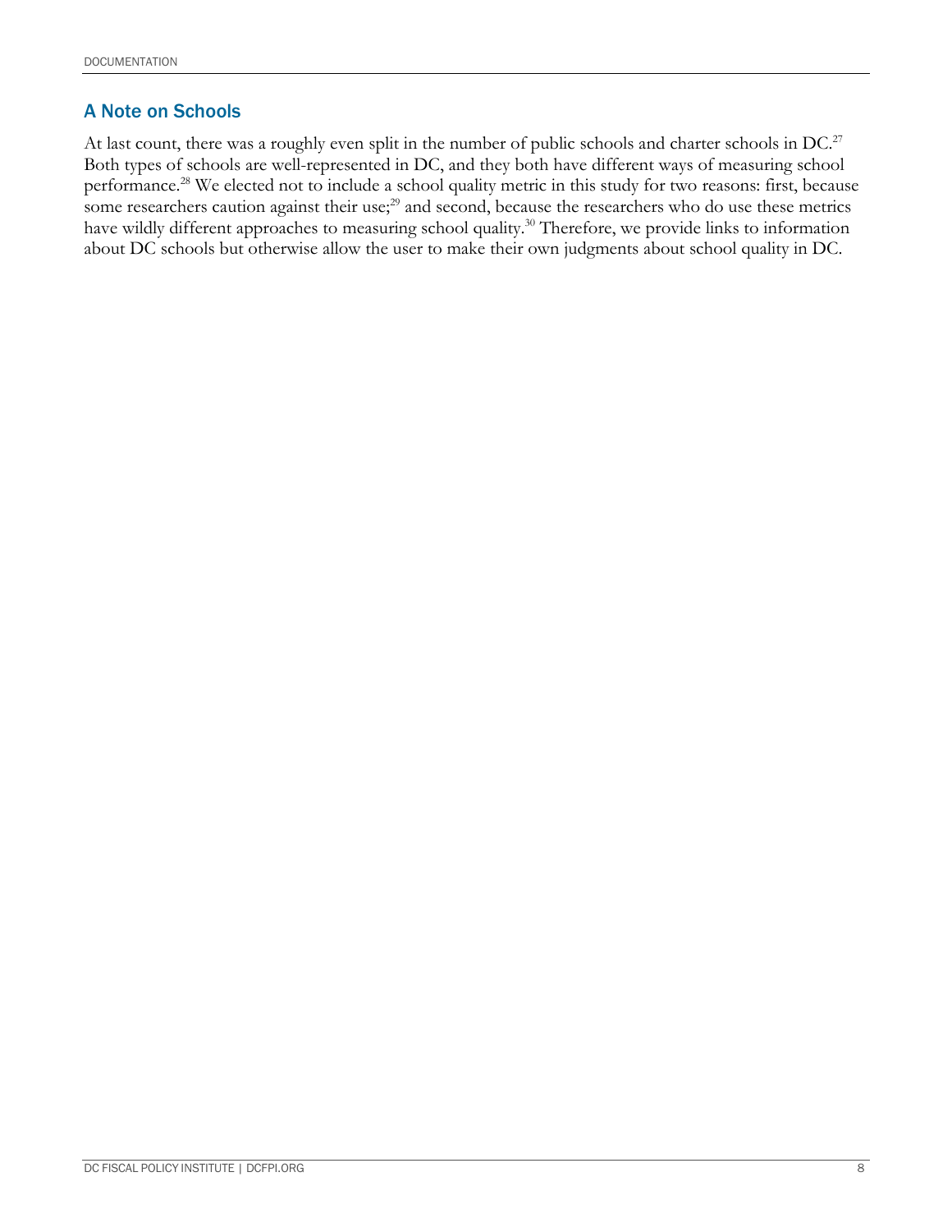## A Note on Schools

At last count, there was a roughly even split in the number of public schools and charter schools in DC.[27] Both types of schools are well-represented in DC, and they both have different ways of measuring school performance.[28] We elected not to include a school quality metric in this study for two reasons: first, because some researchers caution against their use;[29] and second, because the researchers who do use these metrics have wildly different approaches to measuring school quality.[30] Therefore, we provide links to information about DC schools but otherwise allow the user to make their own judgments about school quality in DC.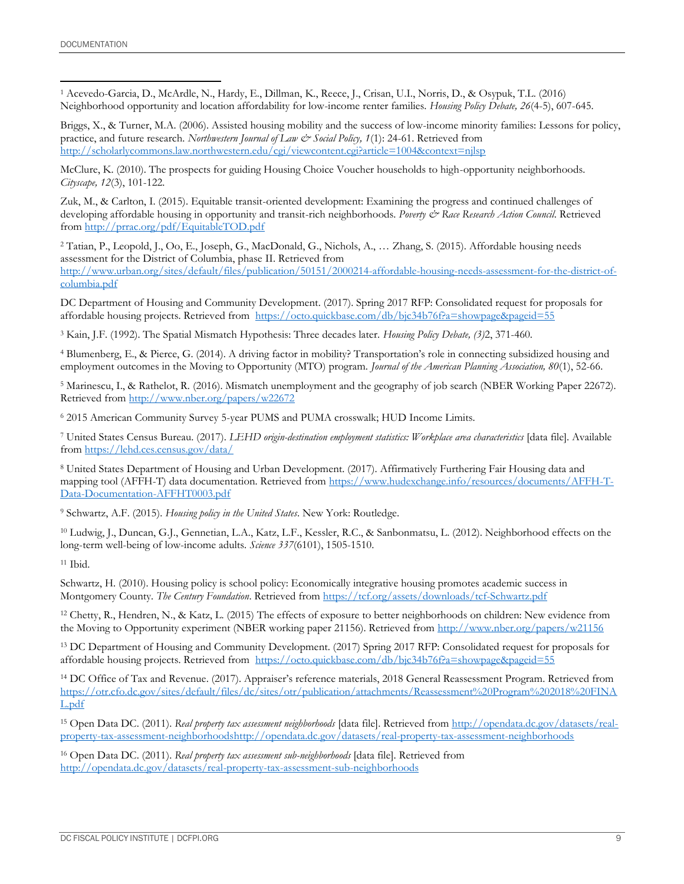[1] Acevedo-Garcia, D., McArdle, N., Hardy, E., Dillman, K., Reece, J., Crisan, U.I., Norris, D., & Osypuk, T.L. (2016) Neighborhood opportunity and location affordability for low-income renter families. *Housing Policy Debate, 26*(4-5), 607-645.

Briggs, X., & Turner, M.A. (2006). Assisted housing mobility and the success of low-income minority families: Lessons for policy, practice, and future research. *Northwestern Journal of Law & Social Policy, 1*(1): 24-61. Retrieved from http://scholarlycommons.law.northwestern.edu/cgi/viewcontent.cgi?article=1004&context=njlsp

McClure, K. (2010). The prospects for guiding Housing Choice Voucher households to high-opportunity neighborhoods. *Cityscape, 12*(3), 101-122.

Zuk, M., & Carlton, I. (2015). Equitable transit-oriented development: Examining the progress and continued challenges of developing affordable housing in opportunity and transit-rich neighborhoods. *Poverty & Race Research Action Council*. Retrieved from http://prrac.org/pdf/EquitableTOD.pdf

[2] Tatian, P., Leopold, J., Oo, E., Joseph, G., MacDonald, G., Nichols, A., … Zhang, S. (2015). Affordable housing needs assessment for the District of Columbia, phase II. Retrieved from http://www.urban.org/sites/default/files/publication/50151/2000214-affordable-housing-needs-assessment-for-the-district-of-columbia.pdf

DC Department of Housing and Community Development. (2017). Spring 2017 RFP: Consolidated request for proposals for affordable housing projects. Retrieved from https://octo.quickbase.com/db/bjc34b76f?a=showpage&pageid=55

[3] Kain, J.F. (1992). The Spatial Mismatch Hypothesis: Three decades later. *Housing Policy Debate, (3)*2, 371-460.

[4] Blumenberg, E., & Pierce, G. (2014). A driving factor in mobility? Transportation's role in connecting subsidized housing and employment outcomes in the Moving to Opportunity (MTO) program. *Journal of the American Planning Association, 80*(1), 52-66.

[5] Marinescu, I., & Rathelot, R. (2016). Mismatch unemployment and the geography of job search (NBER Working Paper 22672). Retrieved from http://www.nber.org/papers/w22672

[6] 2015 American Community Survey 5-year PUMS and PUMA crosswalk; HUD Income Limits.

[7] United States Census Bureau. (2017). *LEHD origin-destination employment statistics: Workplace area characteristics* [data file]. Available from https://lehd.ces.census.gov/data/

[8] United States Department of Housing and Urban Development. (2017). Affirmatively Furthering Fair Housing data and mapping tool (AFFH-T) data documentation. Retrieved from https://www.hudexchange.info/resources/documents/AFFH-T-Data-Documentation-AFFHT0003.pdf

[9] Schwartz, A.F. (2015). *Housing policy in the United States*. New York: Routledge.

[10] Ludwig, J., Duncan, G.J., Gennetian, L.A., Katz, L.F., Kessler, R.C., & Sanbonmatsu, L. (2012). Neighborhood effects on the long-term well-being of low-income adults. *Science 337*(6101), 1505-1510.

[11] Ibid.

Schwartz, H. (2010). Housing policy is school policy: Economically integrative housing promotes academic success in Montgomery County. *The Century Foundation*. Retrieved from https://tcf.org/assets/downloads/tcf-Schwartz.pdf

[12] Chetty, R., Hendren, N., & Katz, L. (2015) The effects of exposure to better neighborhoods on children: New evidence from the Moving to Opportunity experiment (NBER working paper 21156). Retrieved from http://www.nber.org/papers/w21156

[13] DC Department of Housing and Community Development. (2017) Spring 2017 RFP: Consolidated request for proposals for affordable housing projects. Retrieved from https://octo.quickbase.com/db/bjc34b76f?a=showpage&pageid=55

[14] DC Office of Tax and Revenue. (2017). Appraiser's reference materials, 2018 General Reassessment Program. Retrieved from https://otr.cfo.dc.gov/sites/default/files/dc/sites/otr/publication/attachments/Reassessment%20Program%202018%20FINAL.pdf

[15] Open Data DC. (2011). *Real property tax assessment neighborhoods* [data file]. Retrieved from http://opendata.dc.gov/datasets/real-property-tax-assessment-neighborhoodshttp://opendata.dc.gov/datasets/real-property-tax-assessment-neighborhoods

[16] Open Data DC. (2011). *Real property tax assessment sub-neighborhoods* [data file]. Retrieved from http://opendata.dc.gov/datasets/real-property-tax-assessment-sub-neighborhoods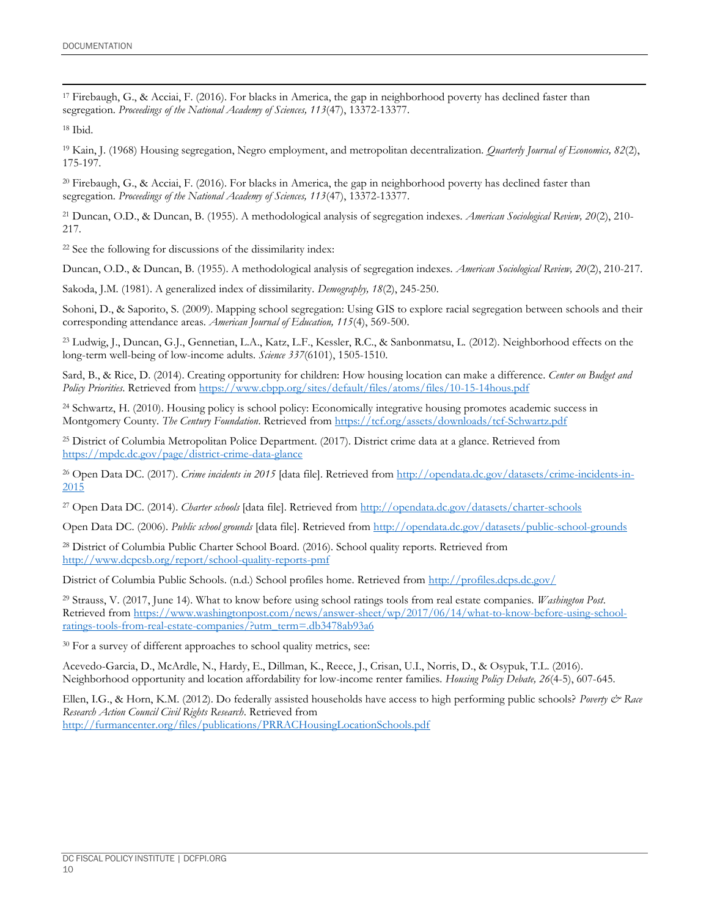[17] Firebaugh, G., & Acciai, F. (2016). For blacks in America, the gap in neighborhood poverty has declined faster than segregation. *Proceedings of the National Academy of Sciences, 113*(47), 13372-13377.

[18] Ibid.

[19] Kain, J. (1968) Housing segregation, Negro employment, and metropolitan decentralization. *Quarterly Journal of Economics, 82*(2), 175-197.

[20] Firebaugh, G., & Acciai, F. (2016). For blacks in America, the gap in neighborhood poverty has declined faster than segregation. *Proceedings of the National Academy of Sciences, 113*(47), 13372-13377.

[21] Duncan, O.D., & Duncan, B. (1955). A methodological analysis of segregation indexes. *American Sociological Review, 20*(2), 210-217.

[22] See the following for discussions of the dissimilarity index:

Duncan, O.D., & Duncan, B. (1955). A methodological analysis of segregation indexes. *American Sociological Review, 20*(2), 210-217.

Sakoda, J.M. (1981). A generalized index of dissimilarity. *Demography, 18*(2), 245-250.

Sohoni, D., & Saporito, S. (2009). Mapping school segregation: Using GIS to explore racial segregation between schools and their corresponding attendance areas. *American Journal of Education, 115*(4), 569-500.

[23] Ludwig, J., Duncan, G.J., Gennetian, L.A., Katz, L.F., Kessler, R.C., & Sanbonmatsu, L. (2012). Neighborhood effects on the long-term well-being of low-income adults. *Science 337*(6101), 1505-1510.

Sard, B., & Rice, D. (2014). Creating opportunity for children: How housing location can make a difference. *Center on Budget and Policy Priorities*. Retrieved from https://www.cbpp.org/sites/default/files/atoms/files/10-15-14hous.pdf

[24] Schwartz, H. (2010). Housing policy is school policy: Economically integrative housing promotes academic success in Montgomery County. *The Century Foundation*. Retrieved from https://tcf.org/assets/downloads/tcf-Schwartz.pdf

[25] District of Columbia Metropolitan Police Department. (2017). District crime data at a glance. Retrieved from https://mpdc.dc.gov/page/district-crime-data-glance

[26] Open Data DC. (2017). *Crime incidents in 2015* [data file]. Retrieved from http://opendata.dc.gov/datasets/crime-incidents-in-2015

[27] Open Data DC. (2014). *Charter schools* [data file]. Retrieved from http://opendata.dc.gov/datasets/charter-schools

Open Data DC. (2006). *Public school grounds* [data file]. Retrieved from http://opendata.dc.gov/datasets/public-school-grounds

[28] District of Columbia Public Charter School Board. (2016). School quality reports. Retrieved from http://www.dcpcsb.org/report/school-quality-reports-pmf

District of Columbia Public Schools. (n.d.) School profiles home. Retrieved from http://profiles.dcps.dc.gov/

[29] Strauss, V. (2017, June 14). What to know before using school ratings tools from real estate companies. *Washington Post*. Retrieved from https://www.washingtonpost.com/news/answer-sheet/wp/2017/06/14/what-to-know-before-using-school-ratings-tools-from-real-estate-companies/?utm_term=.db3478ab93a6

[30] For a survey of different approaches to school quality metrics, see:

Acevedo-Garcia, D., McArdle, N., Hardy, E., Dillman, K., Reece, J., Crisan, U.I., Norris, D., & Osypuk, T.L. (2016). Neighborhood opportunity and location affordability for low-income renter families. *Housing Policy Debate, 26*(4-5), 607-645.

Ellen, I.G., & Horn, K.M. (2012). Do federally assisted households have access to high performing public schools? *Poverty & Race Research Action Council Civil Rights Research*. Retrieved from http://furmancenter.org/files/publications/PRRACHousingLocationSchools.pdf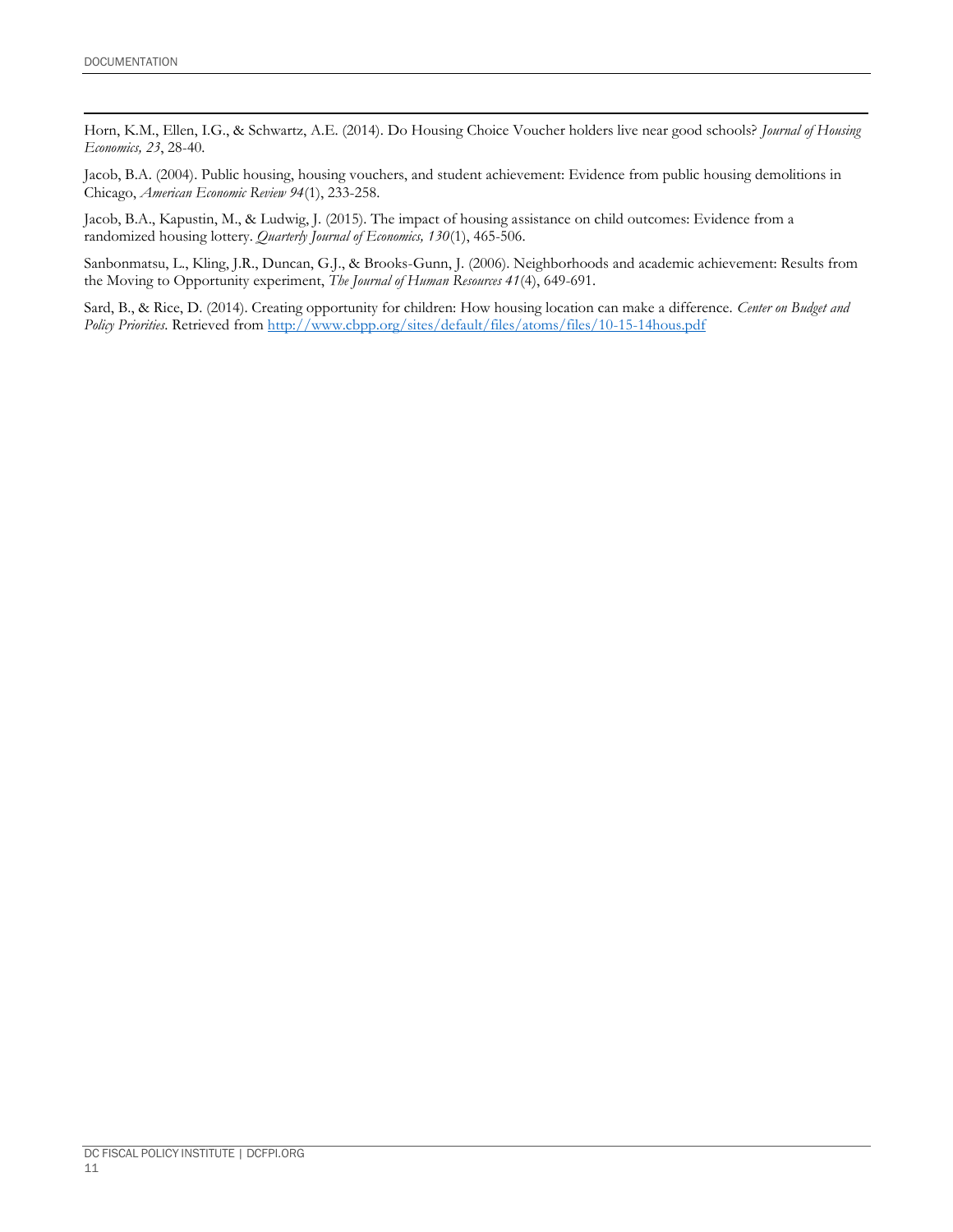Horn, K.M., Ellen, I.G., & Schwartz, A.E. (2014). Do Housing Choice Voucher holders live near good schools? *Journal of Housing Economics, 23*, 28-40.

Jacob, B.A. (2004). Public housing, housing vouchers, and student achievement: Evidence from public housing demolitions in Chicago, *American Economic Review 94*(1), 233-258.

Jacob, B.A., Kapustin, M., & Ludwig, J. (2015). The impact of housing assistance on child outcomes: Evidence from a randomized housing lottery. *Quarterly Journal of Economics, 130*(1), 465-506.

Sanbonmatsu, L., Kling, J.R., Duncan, G.J., & Brooks-Gunn, J. (2006). Neighborhoods and academic achievement: Results from the Moving to Opportunity experiment, *The Journal of Human Resources 41*(4), 649-691.

Sard, B., & Rice, D. (2014). Creating opportunity for children: How housing location can make a difference. *Center on Budget and Policy Priorities*. Retrieved from [http://www.cbpp.org/sites/default/files/atoms/files/10-15-14hous.pdf](http://www.cbpp.org/sites/default/files/atoms/files/10-15-14hous.pdf)